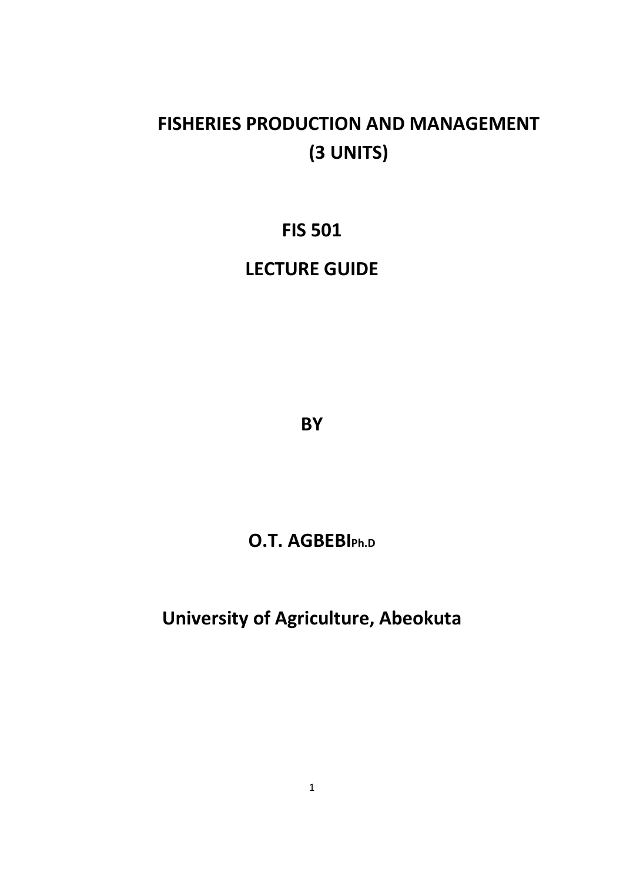# FISHERIES PRODUCTION AND MANAGEMENT
# (3 UNITS)

## FIS 501

## LECTURE GUIDE

**BY**

**O.T. AGBEBI Ph.D**

**University of Agriculture, Abeokuta**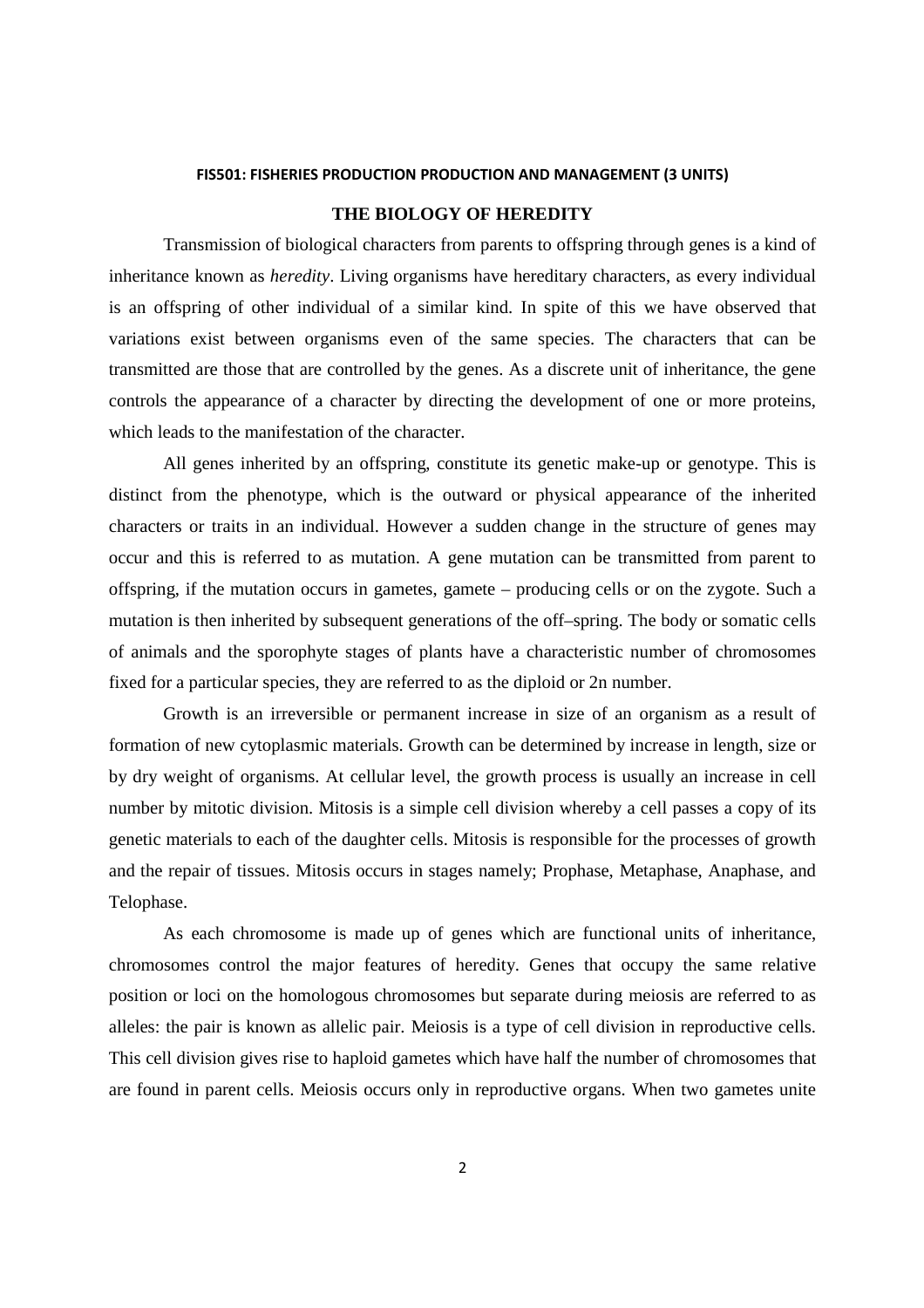**FIS501: FISHERIES PRODUCTION PRODUCTION AND MANAGEMENT (3 UNITS)**

## THE BIOLOGY OF HEREDITY

Transmission of biological characters from parents to offspring through genes is a kind of inheritance known as *heredity*. Living organisms have hereditary characters, as every individual is an offspring of other individual of a similar kind. In spite of this we have observed that variations exist between organisms even of the same species. The characters that can be transmitted are those that are controlled by the genes. As a discrete unit of inheritance, the gene controls the appearance of a character by directing the development of one or more proteins, which leads to the manifestation of the character.

All genes inherited by an offspring, constitute its genetic make-up or genotype. This is distinct from the phenotype, which is the outward or physical appearance of the inherited characters or traits in an individual. However a sudden change in the structure of genes may occur and this is referred to as mutation. A gene mutation can be transmitted from parent to offspring, if the mutation occurs in gametes, gamete – producing cells or on the zygote. Such a mutation is then inherited by subsequent generations of the off–spring. The body or somatic cells of animals and the sporophyte stages of plants have a characteristic number of chromosomes fixed for a particular species, they are referred to as the diploid or 2n number.

Growth is an irreversible or permanent increase in size of an organism as a result of formation of new cytoplasmic materials. Growth can be determined by increase in length, size or by dry weight of organisms. At cellular level, the growth process is usually an increase in cell number by mitotic division. Mitosis is a simple cell division whereby a cell passes a copy of its genetic materials to each of the daughter cells. Mitosis is responsible for the processes of growth and the repair of tissues. Mitosis occurs in stages namely; Prophase, Metaphase, Anaphase, and Telophase.

As each chromosome is made up of genes which are functional units of inheritance, chromosomes control the major features of heredity. Genes that occupy the same relative position or loci on the homologous chromosomes but separate during meiosis are referred to as alleles: the pair is known as allelic pair. Meiosis is a type of cell division in reproductive cells. This cell division gives rise to haploid gametes which have half the number of chromosomes that are found in parent cells. Meiosis occurs only in reproductive organs. When two gametes unite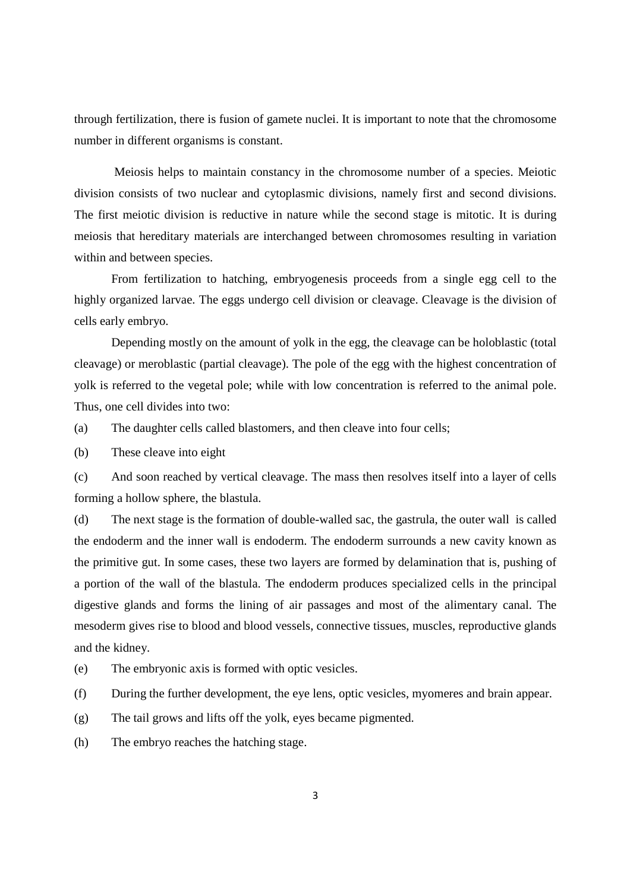through fertilization, there is fusion of gamete nuclei. It is important to note that the chromosome number in different organisms is constant.

Meiosis helps to maintain constancy in the chromosome number of a species. Meiotic division consists of two nuclear and cytoplasmic divisions, namely first and second divisions. The first meiotic division is reductive in nature while the second stage is mitotic. It is during meiosis that hereditary materials are interchanged between chromosomes resulting in variation within and between species.

From fertilization to hatching, embryogenesis proceeds from a single egg cell to the highly organized larvae. The eggs undergo cell division or cleavage. Cleavage is the division of cells early embryo.

Depending mostly on the amount of yolk in the egg, the cleavage can be holoblastic (total cleavage) or meroblastic (partial cleavage). The pole of the egg with the highest concentration of yolk is referred to the vegetal pole; while with low concentration is referred to the animal pole. Thus, one cell divides into two:

(a) The daughter cells called blastomers, and then cleave into four cells;

(b) These cleave into eight

(c) And soon reached by vertical cleavage. The mass then resolves itself into a layer of cells forming a hollow sphere, the blastula.

(d) The next stage is the formation of double-walled sac, the gastrula, the outer wall is called the endoderm and the inner wall is endoderm. The endoderm surrounds a new cavity known as the primitive gut. In some cases, these two layers are formed by delamination that is, pushing of a portion of the wall of the blastula. The endoderm produces specialized cells in the principal digestive glands and forms the lining of air passages and most of the alimentary canal. The mesoderm gives rise to blood and blood vessels, connective tissues, muscles, reproductive glands and the kidney.

(e) The embryonic axis is formed with optic vesicles.

(f) During the further development, the eye lens, optic vesicles, myomeres and brain appear.

(g) The tail grows and lifts off the yolk, eyes became pigmented.

(h) The embryo reaches the hatching stage.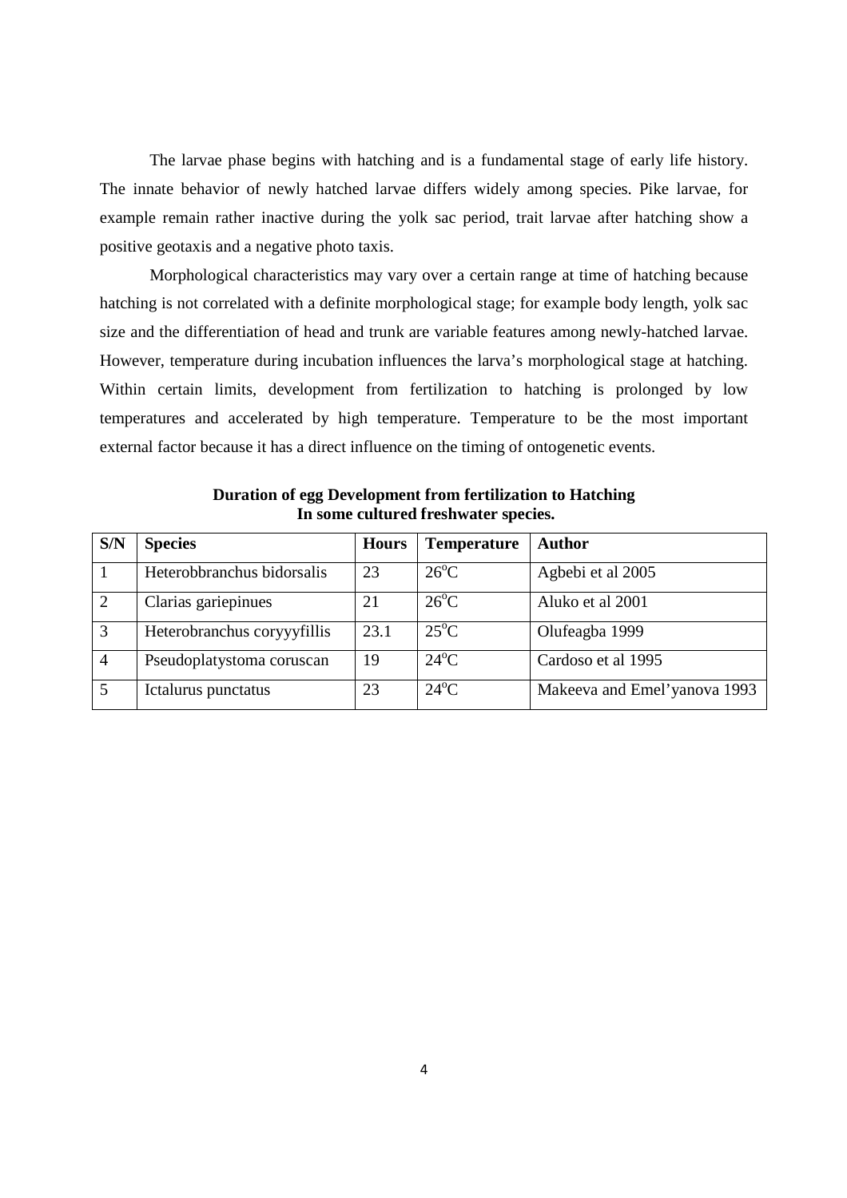The larvae phase begins with hatching and is a fundamental stage of early life history. The innate behavior of newly hatched larvae differs widely among species. Pike larvae, for example remain rather inactive during the yolk sac period, trait larvae after hatching show a positive geotaxis and a negative photo taxis.

Morphological characteristics may vary over a certain range at time of hatching because hatching is not correlated with a definite morphological stage; for example body length, yolk sac size and the differentiation of head and trunk are variable features among newly-hatched larvae. However, temperature during incubation influences the larva's morphological stage at hatching. Within certain limits, development from fertilization to hatching is prolonged by low temperatures and accelerated by high temperature. Temperature to be the most important external factor because it has a direct influence on the timing of ontogenetic events.

**Duration of egg Development from fertilization to Hatching In some cultured freshwater species.**

| S/N | Species | Hours | Temperature | Author |
|---|---|---|---|---|
| 1 | Heterobbranchus bidorsalis | 23 | $26^oC$ | Agbebi et al 2005 |
| 2 | Clarias gariepinues | 21 | $26^oC$ | Aluko et al 2001 |
| 3 | Heterobranchus coryyyfillis | 23.1 | $25^oC$ | Olufeagba 1999 |
| 4 | Pseudoplatystoma coruscan | 19 | $24^oC$ | Cardoso et al 1995 |
| 5 | Ictalurus punctatus | 23 | $24^oC$ | Makeeva and Emel'yanova 1993 |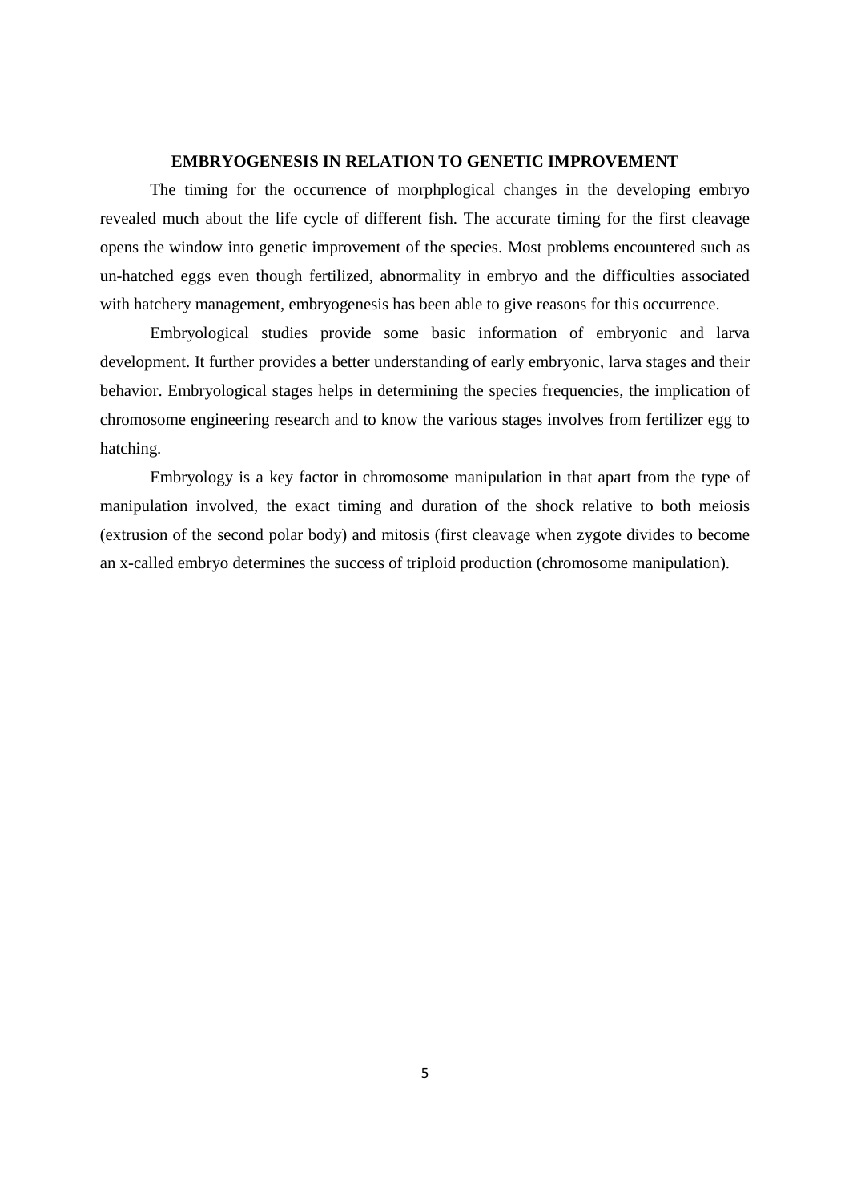## EMBRYOGENESIS IN RELATION TO GENETIC IMPROVEMENT

The timing for the occurrence of morphplogical changes in the developing embryo revealed much about the life cycle of different fish. The accurate timing for the first cleavage opens the window into genetic improvement of the species. Most problems encountered such as un-hatched eggs even though fertilized, abnormality in embryo and the difficulties associated with hatchery management, embryogenesis has been able to give reasons for this occurrence.

Embryological studies provide some basic information of embryonic and larva development. It further provides a better understanding of early embryonic, larva stages and their behavior. Embryological stages helps in determining the species frequencies, the implication of chromosome engineering research and to know the various stages involves from fertilizer egg to hatching.

Embryology is a key factor in chromosome manipulation in that apart from the type of manipulation involved, the exact timing and duration of the shock relative to both meiosis (extrusion of the second polar body) and mitosis (first cleavage when zygote divides to become an x-called embryo determines the success of triploid production (chromosome manipulation).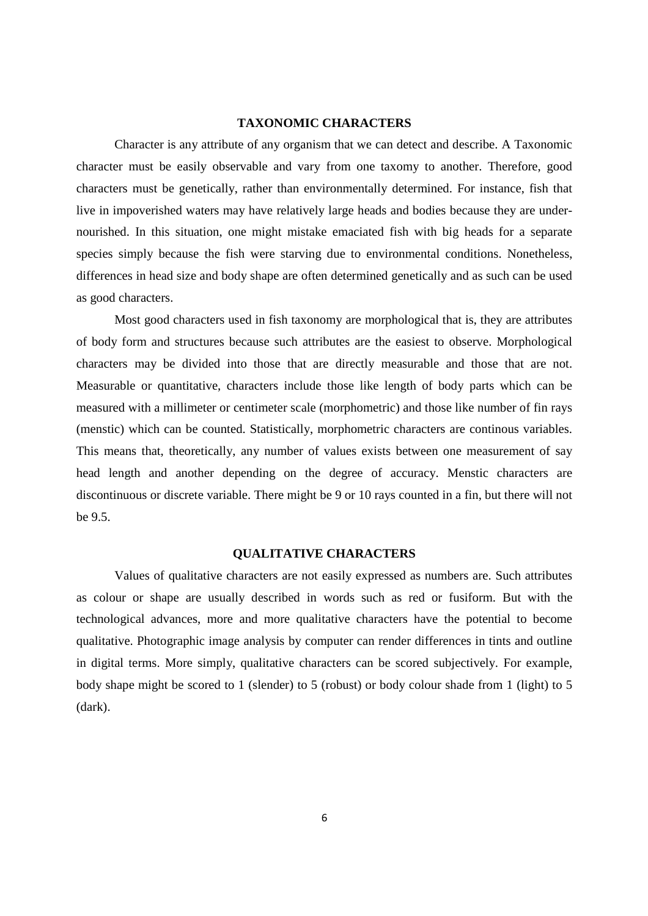## TAXONOMIC CHARACTERS

Character is any attribute of any organism that we can detect and describe. A Taxonomic character must be easily observable and vary from one taxomy to another. Therefore, good characters must be genetically, rather than environmentally determined. For instance, fish that live in impoverished waters may have relatively large heads and bodies because they are under-nourished. In this situation, one might mistake emaciated fish with big heads for a separate species simply because the fish were starving due to environmental conditions. Nonetheless, differences in head size and body shape are often determined genetically and as such can be used as good characters.

Most good characters used in fish taxonomy are morphological that is, they are attributes of body form and structures because such attributes are the easiest to observe. Morphological characters may be divided into those that are directly measurable and those that are not. Measurable or quantitative, characters include those like length of body parts which can be measured with a millimeter or centimeter scale (morphometric) and those like number of fin rays (menstic) which can be counted. Statistically, morphometric characters are continous variables. This means that, theoretically, any number of values exists between one measurement of say head length and another depending on the degree of accuracy. Menstic characters are discontinuous or discrete variable. There might be 9 or 10 rays counted in a fin, but there will not be 9.5.

## QUALITATIVE CHARACTERS

Values of qualitative characters are not easily expressed as numbers are. Such attributes as colour or shape are usually described in words such as red or fusiform. But with the technological advances, more and more qualitative characters have the potential to become qualitative. Photographic image analysis by computer can render differences in tints and outline in digital terms. More simply, qualitative characters can be scored subjectively. For example, body shape might be scored to 1 (slender) to 5 (robust) or body colour shade from 1 (light) to 5 (dark).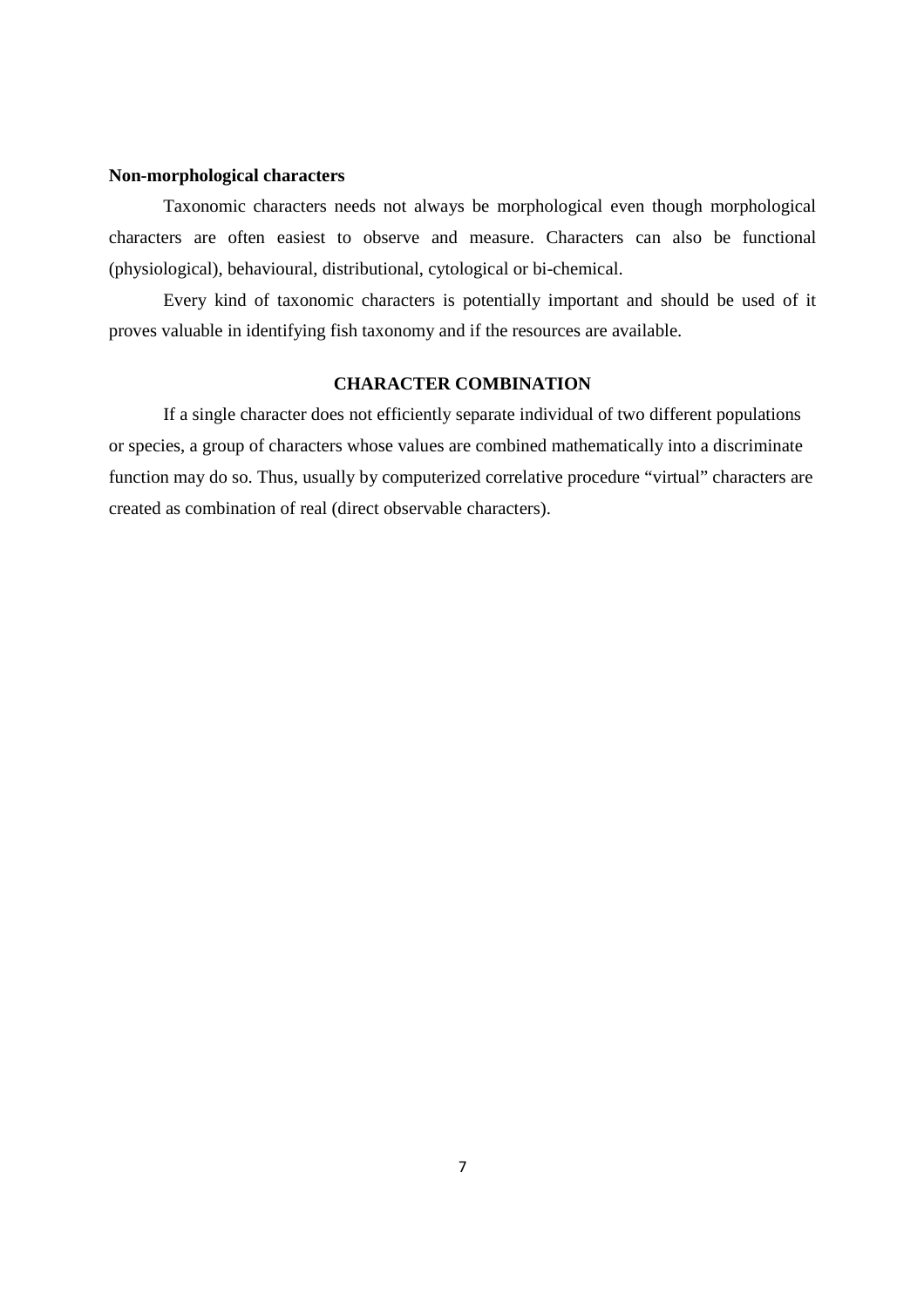**Non-morphological characters**

Taxonomic characters needs not always be morphological even though morphological characters are often easiest to observe and measure. Characters can also be functional (physiological), behavioural, distributional, cytological or bi-chemical.

Every kind of taxonomic characters is potentially important and should be used of it proves valuable in identifying fish taxonomy and if the resources are available.

## CHARACTER COMBINATION

If a single character does not efficiently separate individual of two different populations or species, a group of characters whose values are combined mathematically into a discriminate function may do so. Thus, usually by computerized correlative procedure "virtual" characters are created as combination of real (direct observable characters).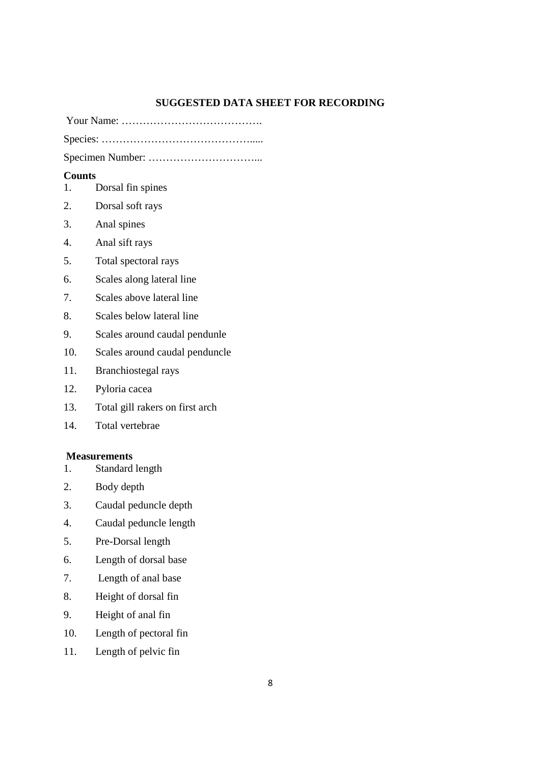## SUGGESTED DATA SHEET FOR RECORDING

Your Name: ………………………………….

Species: …………………………………….....

Specimen Number: …………………………...

**Counts**

1. Dorsal fin spines
2. Dorsal soft rays
3. Anal spines
4. Anal sift rays
5. Total spectoral rays
6. Scales along lateral line
7. Scales above lateral line
8. Scales below lateral line
9. Scales around caudal pendunle
10. Scales around caudal penduncle
11. Branchiostegal rays
12. Pyloria cacea
13. Total gill rakers on first arch
14. Total vertebrae

**Measurements**

1. Standard length
2. Body depth
3. Caudal peduncle depth
4. Caudal peduncle length
5. Pre-Dorsal length
6. Length of dorsal base
7. Length of anal base
8. Height of dorsal fin
9. Height of anal fin
10. Length of pectoral fin
11. Length of pelvic fin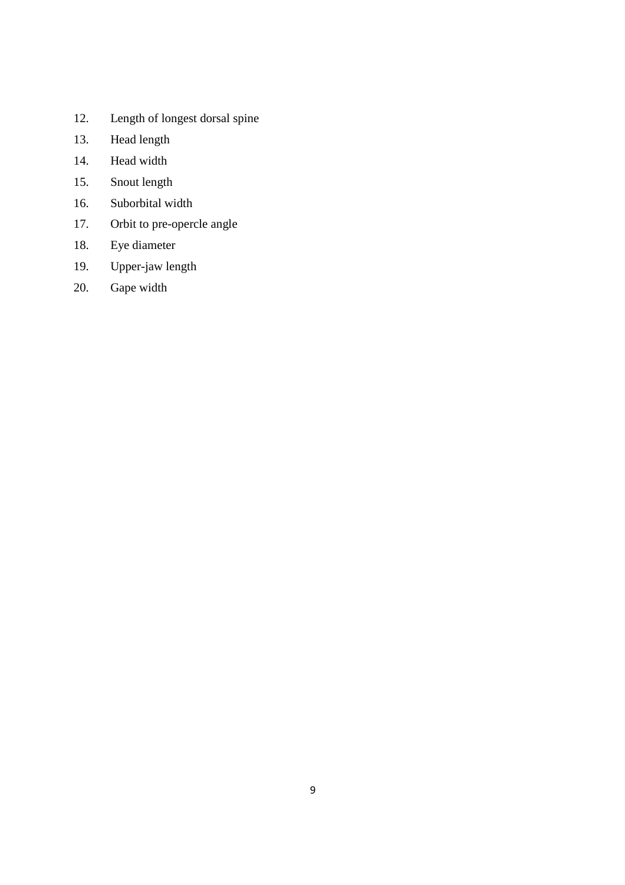12. Length of longest dorsal spine
13. Head length
14. Head width
15. Snout length
16. Suborbital width
17. Orbit to pre-opercle angle
18. Eye diameter
19. Upper-jaw length
20. Gape width